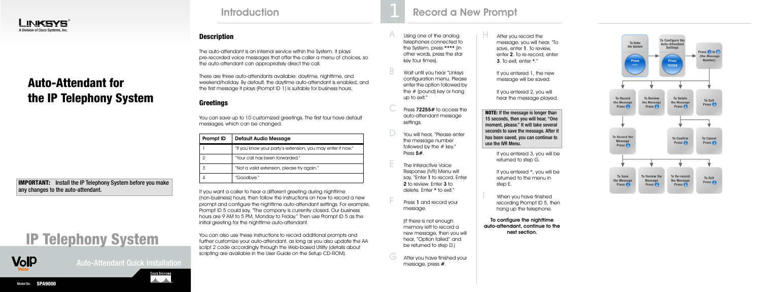LINKSYS®
A Division of Cisco Systems, Inc.

# Auto-Attendant for the IP Telephony System

**IMPORTANT:** Install the IP Telephony System before you make any changes to the auto-attendant.

# IP Telephony System

Auto-Attendant Quick Installation

Model No. **SPA9000**

## Introduction

### Description

The auto-attendant is an internal service within the System. It plays pre-recorded voice messages that offer the caller a menu of choices, so the auto-attendant can appropriately direct the call.

There are three auto-attendants available: daytime, nighttime, and weekend/holiday. By default, the daytime auto-attendant is enabled, and the first message it plays (Prompt ID 1) is suitable for business hours.

### Greetings

You can save up to 10 customized greetings. The first four have default messages, which can be changed.

| Prompt ID | Default Audio Message |
| --- | --- |
| 1 | "If you know your party's extension, you may enter it now." |
| 2 | "Your call has been forwarded." |
| 3 | "Not a valid extension, please try again." |
| 4 | "Goodbye." |

If you want a caller to hear a different greeting during nighttime (non-business) hours, then follow the instructions on how to record a new prompt and configure the nighttime auto-attendant settings. For example, Prompt ID 5 could say, "The company is currently closed. Our business hours are 9 AM to 5 PM, Monday to Friday." Then use Prompt ID 5 as the initial greeting for the nighttime auto-attendant.

You can also use these instructions to record additional prompts and further customize your auto-attendant, as long as you also update the AA script 2 code accordingly through the Web-based Utility (details about scripting are available in the User Guide on the Setup CD-ROM).

## 1 Record a New Prompt

A. Using one of the analog telephones connected to the System, press **** (in other words, press the star key four times).

B. Wait until you hear "Linksys configuration menu. Please enter the option followed by the # (pound) key or hang up to exit."

C. Press **72255#** to access the auto-attendant message settings.

D. You will hear, "Please enter the message number followed by the # key." Press **5#**.

E. The Interactive Voice Response (IVR) Menu will say, "Enter **1** to record. Enter **2** to review. Enter **3** to delete. Enter * to exit."

F. Press **1** and record your message.

(If there is not enough memory left to record a new message, then you will hear, "Option failed" and be returned to step D.)

G. After you have finished your message, press **#**.

H. After you record the message, you will hear, "To save, enter **1**. To review, enter **2**. To re-record, enter **3**. To exit, enter *."

If you entered 1, the new message will be saved.

If you entered 2, you will hear the message played.

**NOTE:** If the message is longer than 15 seconds, then you will hear, "One moment, please." It will take several seconds to save the message. After it has been saved, you can continue to use the IVR Menu.

If you entered 3, you will be returned to step G.

If you entered *, you will be returned to the menu in step E.

I. When you have finished recording Prompt ID 5, then hang up the telephone.

**To configure the nighttime auto-attendant, continue to the next section.**

To Enter the System: Press ****

To Configure the Auto-Attendant Settings: Press 72255#

Press 1 to 10 (the Message Number)

To Record the Message Press 1

To Review the Message Press 2

To Delete the Message Press 3

To Exit Press *

To Record the Message Press #

To Confirm Press 1

To Cancel Press *

To Save the Message Press 1

To Review the Message Press 2

To Re-record the Message Press 3

To Exit Press *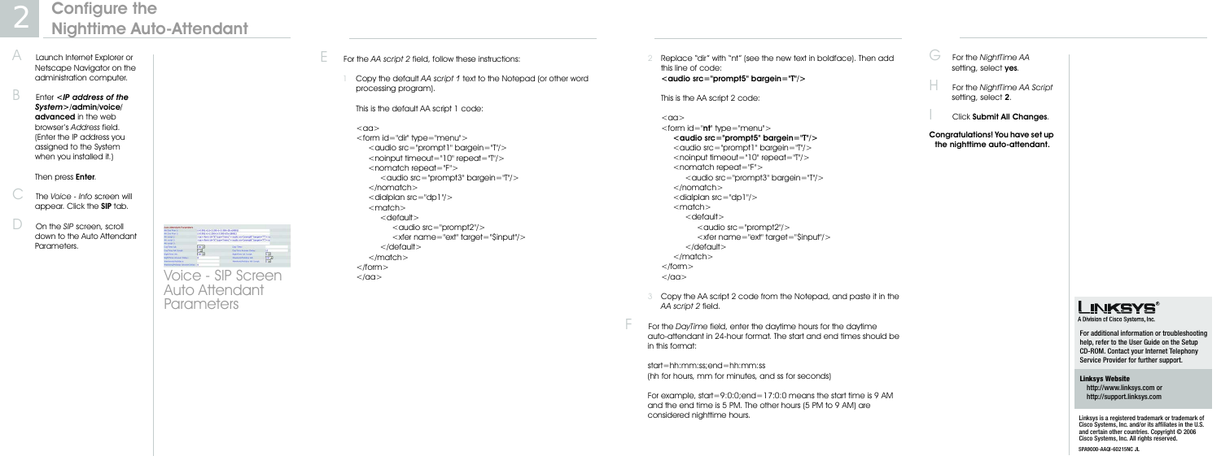## 2 Configure the Nighttime Auto-Attendant

A. Launch Internet Explorer or Netscape Navigator on the administration computer.

B. Enter ***<IP address of the System>*/admin/voice/advanced** in the web browser's *Address* field. (Enter the IP address you assigned to the System when you installed it.)

Then press **Enter**.

C. The *Voice - Info* screen will appear. Click the **SIP** tab.

D. On the *SIP* screen, scroll down to the Auto Attendant Parameters.

Voice - SIP Screen Auto Attendant Parameters

E. For the *AA script 2* field, follow these instructions:

1. Copy the default *AA script 1* text to the Notepad (or other word processing program).

   This is the default AA script 1 code:

```
<aa>
<form id="dir" type="menu">
    <audio src="prompt1" bargein="T"/>
    <noinput timeout="10" repeat="T"/>
    <nomatch repeat="F">
        <audio src="prompt3" bargein="T"/>
    </nomatch>
    <dialplan src="dp1"/>
    <match>
        <default>
            <audio src="prompt2"/>
            <xfer name="ext" target="$input"/>
        </default>
    </match>
</form>
</aa>
```

2. Replace "dir" with "nt" (see the new text in boldface). Then add this line of code:
   **<audio src="prompt5" bargein="T"/>**

   This is the AA script 2 code:

```
<aa>
<form id="nt" type="menu">
    <audio src="prompt5" bargein="T"/>
    <audio src="prompt1" bargein="T"/>
    <noinput timeout="10" repeat="T"/>
    <nomatch repeat="F">
        <audio src="prompt3" bargein="T"/>
    </nomatch>
    <dialplan src="dp1"/>
    <match>
        <default>
            <audio src="prompt2"/>
            <xfer name="ext" target="$input"/>
        </default>
    </match>
</form>
</aa>
```

3. Copy the AA script 2 code from the Notepad, and paste it in the *AA script 2* field.

F. For the *DayTime* field, enter the daytime hours for the daytime auto-attendant in 24-hour format. The start and end times should be in this format:

start=hh:mm:ss;end=hh:mm:ss
(hh for hours, mm for minutes, and ss for seconds)

For example, start=9:0:0;end=17:0:0 means the start time is 9 AM and the end time is 5 PM. The other hours (5 PM to 9 AM) are considered nighttime hours.

G. For the *NightTime AA* setting, select **yes**.

H. For the *NightTime AA Script* setting, select **2**.

I. Click **Submit All Changes**.

**Congratulations! You have set up the nighttime auto-attendant.**

LINKSYS®
A Division of Cisco Systems, Inc.

For additional information or troubleshooting help, refer to the User Guide on the Setup CD-ROM. Contact your Internet Telephony Service Provider for further support.

**Linksys Website**
http://www.linksys.com or
http://support.linksys.com

Linksys is a registered trademark or trademark of Cisco Systems, Inc. and/or its affiliates in the U.S. and certain other countries. Copyright © 2006 Cisco Systems, Inc. All rights reserved.

SPA9000-AAQI-60215NC JL